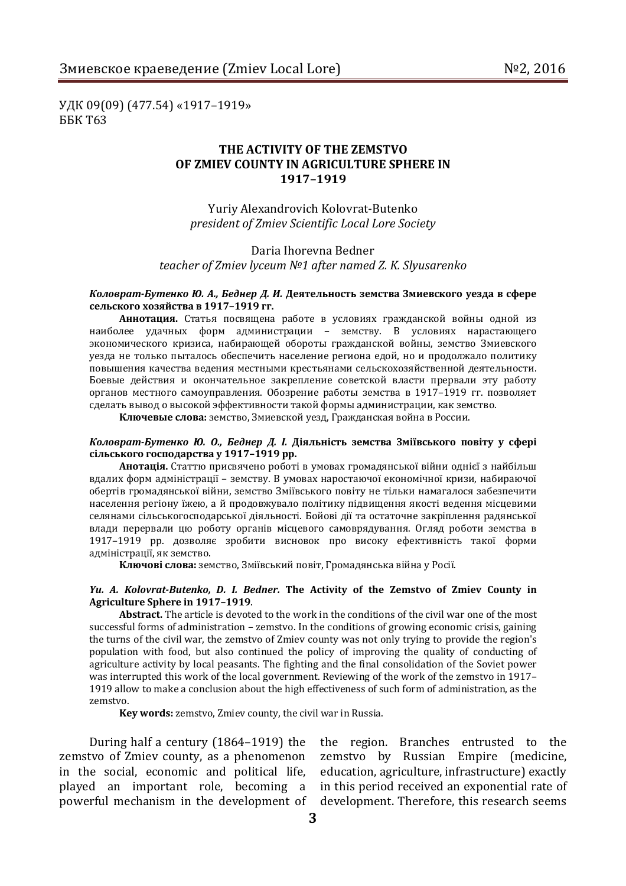УДК 09(09) (477.54) «1917–1919»
ББК Т63

# THE ACTIVITY OF THE ZEMSTVO OF ZMIEV COUNTY IN AGRICULTURE SPHERE IN 1917–1919

Yuriy Alexandrovich Kolovrat-Butenko
*president of Zmiev Scientific Local Lore Society*

Daria Ihorevna Bedner
*teacher of Zmiev lyceum №1 after named Z. K. Slyusarenko*

***Коловрат-Бутенко Ю. А., Беднер Д. И.*** **Деятельность земства Змиевского уезда в сфере сельского хозяйства в 1917–1919 гг.**

**Аннотация.** Статья посвящена работе в условиях гражданской войны одной из наиболее удачных форм администрации – земству. В условиях нарастающего экономического кризиса, набирающей обороты гражданской войны, земство Змиевского уезда не только пыталось обеспечить население региона едой, но и продолжало политику повышения качества ведения местными крестьянами сельскохозяйственной деятельности. Боевые действия и окончательное закрепление советской власти прервали эту работу органов местного самоуправления. Обозрение работы земства в 1917–1919 гг. позволяет сделать вывод о высокой эффективности такой формы администрации, как земство.

**Ключевые слова:** земство, Змиевской уезд, Гражданская война в России.

***Коловрат-Бутенко Ю. О., Беднер Д. І.*** **Діяльність земства Зміївського повіту у сфері сільського господарства у 1917–1919 рр.**

**Анотація.** Статтю присвячено роботі в умовах громадянської війни однієї з найбільш вдалих форм адміністрації – земству. В умовах наростаючої економічної кризи, набираючої обертів громадянської війни, земство Зміївського повіту не тільки намагалося забезпечити населення регіону їжею, а й продовжувало політику підвищення якості ведення місцевими селянами сільськогосподарської діяльності. Бойові дії та остаточне закріплення радянської влади перервали цю роботу органів місцевого самоврядування. Огляд роботи земства в 1917–1919 рр. дозволяє зробити висновок про високу ефективність такої форми адміністрації, як земство.

**Ключові слова:** земство, Зміївський повіт, Громадянська війна у Росії.

***Yu. A. Kolovrat-Butenko, D. I. Bedner.*** **The Activity of the Zemstvo of Zmiev County in Agriculture Sphere in 1917–1919**.

**Abstract.** The article is devoted to the work in the conditions of the civil war one of the most successful forms of administration – zemstvo. In the conditions of growing economic crisis, gaining the turns of the civil war, the zemstvo of Zmiev county was not only trying to provide the region's population with food, but also continued the policy of improving the quality of conducting of agriculture activity by local peasants. The fighting and the final consolidation of the Soviet power was interrupted this work of the local government. Reviewing of the work of the zemstvo in 1917–1919 allow to make a conclusion about the high effectiveness of such form of administration, as the zemstvo.

**Key words:** zemstvo, Zmiev county, the civil war in Russia.

During half a century (1864–1919) the zemstvo of Zmiev county, as a phenomenon in the social, economic and political life, played an important role, becoming a powerful mechanism in the development of the region. Branches entrusted to the zemstvo by Russian Empire (medicine, education, agriculture, infrastructure) exactly in this period received an exponential rate of development. Therefore, this research seems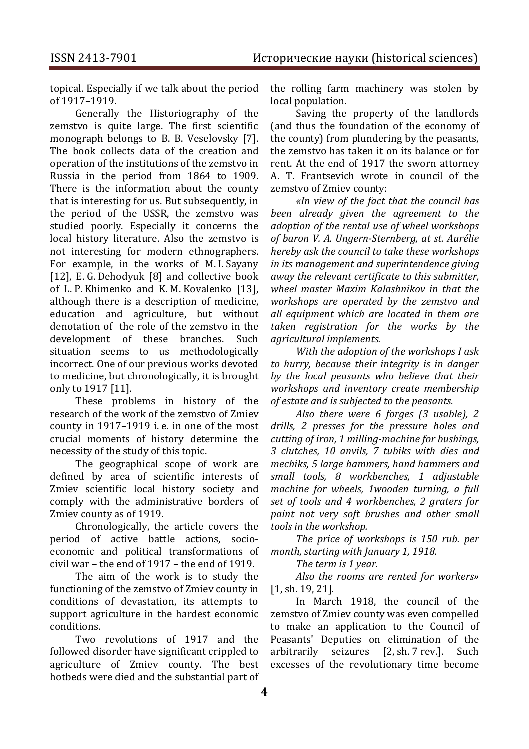topical. Especially if we talk about the period of 1917–1919.

Generally the Historiography of the zemstvo is quite large. The first scientific monograph belongs to B. B. Veselovsky [7]. The book collects data of the creation and operation of the institutions of the zemstvo in Russia in the period from 1864 to 1909. There is the information about the county that is interesting for us. But subsequently, in the period of the USSR, the zemstvo was studied poorly. Especially it concerns the local history literature. Also the zemstvo is not interesting for modern ethnographers. For example, in the works of M. I. Sayany [12], E. G. Dehodyuk [8] and collective book of L. P. Khimenko and K. M. Kovalenko [13], although there is a description of medicine, education and agriculture, but without denotation of the role of the zemstvo in the development of these branches. Such situation seems to us methodologically incorrect. One of our previous works devoted to medicine, but chronologically, it is brought only to 1917 [11].

These problems in history of the research of the work of the zemstvo of Zmiev county in 1917–1919 i. e. in one of the most crucial moments of history determine the necessity of the study of this topic.

The geographical scope of work are defined by area of scientific interests of Zmiev scientific local history society and comply with the administrative borders of Zmiev county as of 1919.

Chronologically, the article covers the period of active battle actions, socio-economic and political transformations of civil war – the end of 1917 – the end of 1919.

The aim of the work is to study the functioning of the zemstvo of Zmiev county in conditions of devastation, its attempts to support agriculture in the hardest economic conditions.

Two revolutions of 1917 and the followed disorder have significant crippled to agriculture of Zmiev county. The best hotbeds were died and the substantial part of the rolling farm machinery was stolen by local population.

Saving the property of the landlords (and thus the foundation of the economy of the county) from plundering by the peasants, the zemstvo has taken it on its balance or for rent. At the end of 1917 the sworn attorney A. T. Frantsevich wrote in council of the zemstvo of Zmiev county:

*«In view of the fact that the council has been already given the agreement to the adoption of the rental use of wheel workshops of baron V. A. Ungern-Sternberg, at st. Aurélie hereby ask the council to take these workshops in its management and superintendence giving away the relevant certificate to this submitter, wheel master Maxim Kalashnikov in that the workshops are operated by the zemstvo and all equipment which are located in them are taken registration for the works by the agricultural implements.*

*With the adoption of the workshops I ask to hurry, because their integrity is in danger by the local peasants who believe that their workshops and inventory create membership of estate and is subjected to the peasants.*

*Also there were 6 forges (3 usable), 2 drills, 2 presses for the pressure holes and cutting of iron, 1 milling-machine for bushings, 3 clutches, 10 anvils, 7 tubiks with dies and mechiks, 5 large hammers, hand hammers and small tools, 8 workbenches, 1 adjustable machine for wheels, 1wooden turning, a full set of tools and 4 workbenches, 2 graters for paint not very soft brushes and other small tools in the workshop.*

*The price of workshops is 150 rub. per month, starting with January 1, 1918.*

*The term is 1 year.*

*Also the rooms are rented for workers»* [1, sh. 19, 21].

In March 1918, the council of the zemstvo of Zmiev county was even compelled to make an application to the Council of Peasants' Deputies on elimination of the arbitrarily seizures [2, sh. 7 rev.]. Such excesses of the revolutionary time become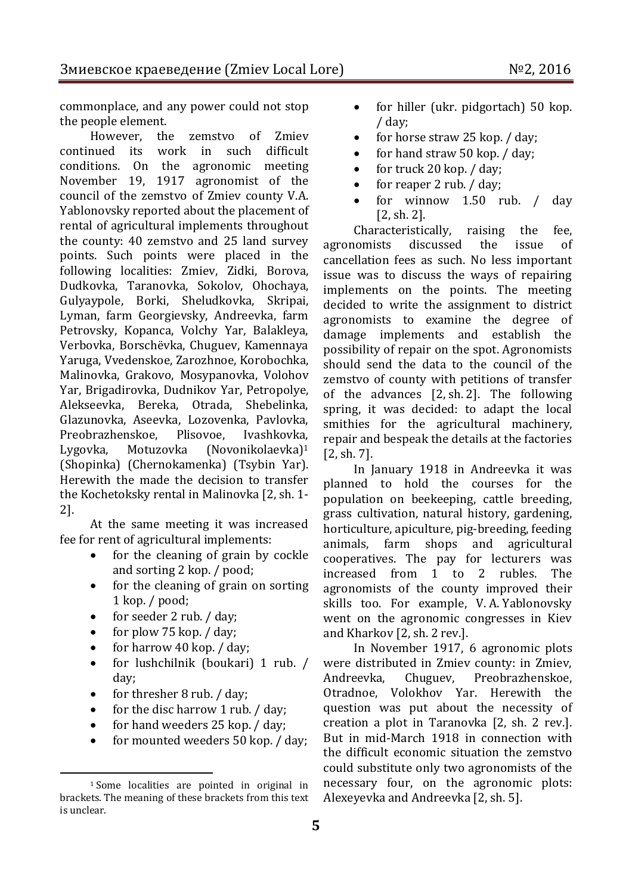commonplace, and any power could not stop the people element.

However, the zemstvo of Zmiev continued its work in such difficult conditions. On the agronomic meeting November 19, 1917 agronomist of the council of the zemstvo of Zmiev county V.A. Yablonovsky reported about the placement of rental of agricultural implements throughout the county: 40 zemstvo and 25 land survey points. Such points were placed in the following localities: Zmiev, Zidki, Borova, Dudkovka, Taranovka, Sokolov, Ohochaya, Gulyaypole, Borki, Sheludkovka, Skripai, Lyman, farm Georgievsky, Andreevka, farm Petrovsky, Kopanca, Volchy Yar, Balakleya, Verbovka, Borschëvka, Chuguev, Kamennaya Yaruga, Vvedenskoe, Zarozhnoe, Korobochka, Malinovka, Grakovo, Mosypanovka, Volohov Yar, Brigadirovka, Dudnikov Yar, Petropolye, Alekseevka, Bereka, Otrada, Shebelinka, Glazunovka, Aseevka, Lozovenka, Pavlovka, Preobrazhenskoe, Plisovoe, Ivashkovka, Lygovka, Motuzovka (Novonikolaevka)[1] (Shopinka) (Chernokamenka) (Tsybin Yar). Herewith the made the decision to transfer the Kochetoksky rental in Malinovka [2, sh. 1-2].

At the same meeting it was increased fee for rent of agricultural implements:

- for the cleaning of grain by cockle and sorting 2 kop. / pood;
- for the cleaning of grain on sorting 1 kop. / pood;
- for seeder 2 rub. / day;
- for plow 75 kop. / day;
- for harrow 40 kop. / day;
- for lushchilnik (boukari) 1 rub. / day;
- for thresher 8 rub. / day;
- for the disc harrow 1 rub. / day;
- for hand weeders 25 kop. / day;
- for mounted weeders 50 kop. / day;
- for hiller (ukr. pidgortach) 50 kop. / day;
- for horse straw 25 kop. / day;
- for hand straw 50 kop. / day;
- for truck 20 kop. / day;
- for reaper 2 rub. / day;
- for winnow 1.50 rub. / day [2, sh. 2].

Characteristically, raising the fee, agronomists discussed the issue of cancellation fees as such. No less important issue was to discuss the ways of repairing implements on the points. The meeting decided to write the assignment to district agronomists to examine the degree of damage implements and establish the possibility of repair on the spot. Agronomists should send the data to the council of the zemstvo of county with petitions of transfer of the advances [2, sh. 2]. The following spring, it was decided: to adapt the local smithies for the agricultural machinery, repair and bespeak the details at the factories [2, sh. 7].

In January 1918 in Andreevka it was planned to hold the courses for the population on beekeeping, cattle breeding, grass cultivation, natural history, gardening, horticulture, apiculture, pig-breeding, feeding animals, farm shops and agricultural cooperatives. The pay for lecturers was increased from 1 to 2 rubles. The agronomists of the county improved their skills too. For example, V. A. Yablonovsky went on the agronomic congresses in Kiev and Kharkov [2, sh. 2 rev.].

In November 1917, 6 agronomic plots were distributed in Zmiev county: in Zmiev, Andreevka, Chuguev, Preobrazhenskoe, Otradnoe, Volokhov Yar. Herewith the question was put about the necessity of creation a plot in Taranovka [2, sh. 2 rev.]. But in mid-March 1918 in connection with the difficult economic situation the zemstvo could substitute only two agronomists of the necessary four, on the agronomic plots: Alexeyevka and Andreevka [2, sh. 5].

[1] Some localities are pointed in original in brackets. The meaning of these brackets from this text is unclear.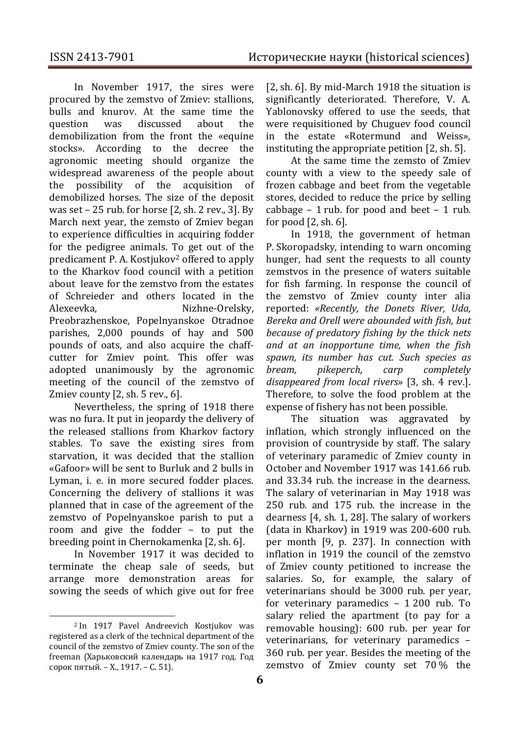In November 1917, the sires were procured by the zemstvo of Zmiev: stallions, bulls and knurov. At the same time the question was discussed about the demobilization from the front the «equine stocks». According to the decree the agronomic meeting should organize the widespread awareness of the people about the possibility of the acquisition of demobilized horses. The size of the deposit was set – 25 rub. for horse [2, sh. 2 rev., 3]. By March next year, the zemsto of Zmiev began to experience difficulties in acquiring fodder for the pedigree animals. To get out of the predicament P. A. Kostjukov[2] offered to apply to the Kharkov food council with a petition about leave for the zemstvo from the estates of Schreieder and others located in the Alexeevka, Nizhne-Orelsky, Preobrazhenskoe, Popelnyanskoe Otradnoe parishes, 2,000 pounds of hay and 500 pounds of oats, and also acquire the chaff-cutter for Zmiev point. This offer was adopted unanimously by the agronomic meeting of the council of the zemstvo of Zmiev county [2, sh. 5 rev., 6].

Nevertheless, the spring of 1918 there was no fura. It put in jeopardy the delivery of the released stallions from Kharkov factory stables. To save the existing sires from starvation, it was decided that the stallion «Gafoor» will be sent to Burluk and 2 bulls in Lyman, i. e. in more secured fodder places. Concerning the delivery of stallions it was planned that in case of the agreement of the zemstvo of Popelnyanskoe parish to put a room and give the fodder – to put the breeding point in Chernokamenka [2, sh. 6].

In November 1917 it was decided to terminate the cheap sale of seeds, but arrange more demonstration areas for sowing the seeds of which give out for free [2, sh. 6]. By mid-March 1918 the situation is significantly deteriorated. Therefore, V. A. Yablonovsky offered to use the seeds, that were requisitioned by Chuguev food council in the estate «Rotermund and Weiss», instituting the appropriate petition [2, sh. 5].

At the same time the zemsto of Zmiev county with a view to the speedy sale of frozen cabbage and beet from the vegetable stores, decided to reduce the price by selling cabbage – 1 rub. for pood and beet – 1 rub. for pood [2, sh. 6].

In 1918, the government of hetman P. Skoropadsky, intending to warn oncoming hunger, had sent the requests to all county zemstvos in the presence of waters suitable for fish farming. In response the council of the zemstvo of Zmiev county inter alia reported: *«Recently, the Donets River, Uda, Bereka and Orell were abounded with fish, but because of predatory fishing by the thick nets and at an inopportune time, when the fish spawn, its number has cut. Such species as bream, pikeperch, carp completely disappeared from local rivers»* [3, sh. 4 rev.]. Therefore, to solve the food problem at the expense of fishery has not been possible.

The situation was aggravated by inflation, which strongly influenced on the provision of countryside by staff. The salary of veterinary paramedic of Zmiev county in October and November 1917 was 141.66 rub. and 33.34 rub. the increase in the dearness. The salary of veterinarian in May 1918 was 250 rub. and 175 rub. the increase in the dearness [4, sh. 1, 28]. The salary of workers (data in Kharkov) in 1919 was 200-600 rub. per month [9, p. 237]. In connection with inflation in 1919 the council of the zemstvo of Zmiev county petitioned to increase the salaries. So, for example, the salary of veterinarians should be 3000 rub. per year, for veterinary paramedics – 1 200 rub. To salary relied the apartment (to pay for a removable housing): 600 rub. per year for veterinarians, for veterinary paramedics – 360 rub. per year. Besides the meeting of the zemstvo of Zmiev county set 70 % the

[2] In 1917 Pavel Andreevich Kostjukov was registered as a clerk of the technical department of the council of the zemstvo of Zmiev county. The son of the freeman (Харьковский календарь на 1917 год. Год сорок пятый. – Х., 1917. – С. 51).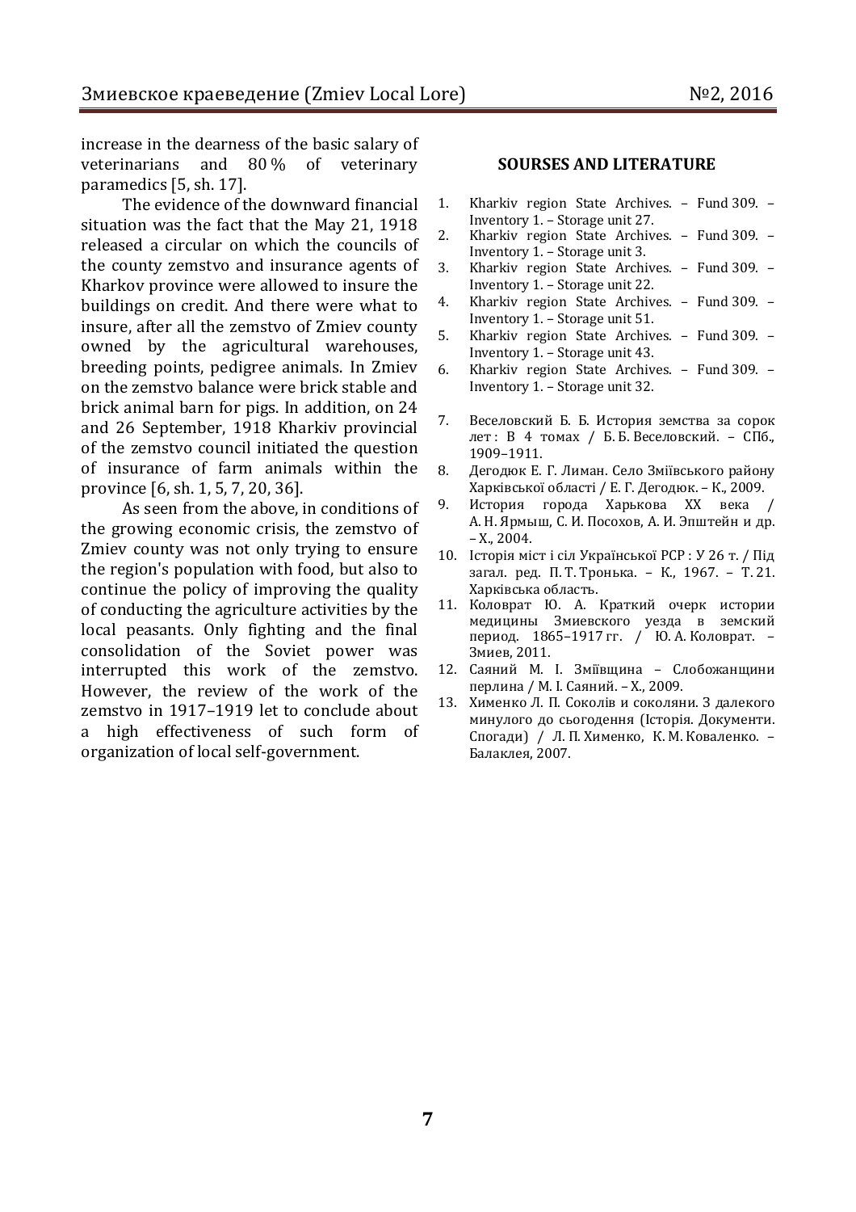increase in the dearness of the basic salary of veterinarians and 80 % of veterinary paramedics [5, sh. 17].

The evidence of the downward financial situation was the fact that the May 21, 1918 released a circular on which the councils of the county zemstvo and insurance agents of Kharkov province were allowed to insure the buildings on credit. And there were what to insure, after all the zemstvo of Zmiev county owned by the agricultural warehouses, breeding points, pedigree animals. In Zmiev on the zemstvo balance were brick stable and brick animal barn for pigs. In addition, on 24 and 26 September, 1918 Kharkiv provincial of the zemstvo council initiated the question of insurance of farm animals within the province [6, sh. 1, 5, 7, 20, 36].

As seen from the above, in conditions of the growing economic crisis, the zemstvo of Zmiev county was not only trying to ensure the region's population with food, but also to continue the policy of improving the quality of conducting the agriculture activities by the local peasants. Only fighting and the final consolidation of the Soviet power was interrupted this work of the zemstvo. However, the review of the work of the zemstvo in 1917–1919 let to conclude about a high effectiveness of such form of organization of local self-government.

## SOURSES AND LITERATURE

1. Kharkiv region State Archives. – Fund 309. – Inventory 1. – Storage unit 27.
2. Kharkiv region State Archives. – Fund 309. – Inventory 1. – Storage unit 3.
3. Kharkiv region State Archives. – Fund 309. – Inventory 1. – Storage unit 22.
4. Kharkiv region State Archives. – Fund 309. – Inventory 1. – Storage unit 51.
5. Kharkiv region State Archives. – Fund 309. – Inventory 1. – Storage unit 43.
6. Kharkiv region State Archives. – Fund 309. – Inventory 1. – Storage unit 32.
7. Веселовский Б. Б. История земства за сорок лет : В 4 томах / Б. Б. Веселовский. – СПб., 1909–1911.
8. Дегодюк Е. Г. Лиман. Село Зміївського району Харківської області / Е. Г. Дегодюк. – К., 2009.
9. История города Харькова XX века / А. Н. Ярмыш, С. И. Посохов, А. И. Эпштейн и др. – Х., 2004.
10. Історія міст і сіл Української РСР : У 26 т. / Під загал. ред. П. Т. Тронька. – К., 1967. – Т. 21. Харківська область.
11. Коловрат Ю. А. Краткий очерк истории медицины Змиевского уезда в земский период. 1865–1917 гг. / Ю. А. Коловрат. – Змиев, 2011.
12. Саяний М. І. Зміївщина – Слобожанщини перлина / М. І. Саяний. – Х., 2009.
13. Хименко Л. П. Соколів и соколяни. З далекого минулого до сьогодення (Історія. Документи. Спогади) / Л. П. Хименко, К. М. Коваленко. – Балаклея, 2007.